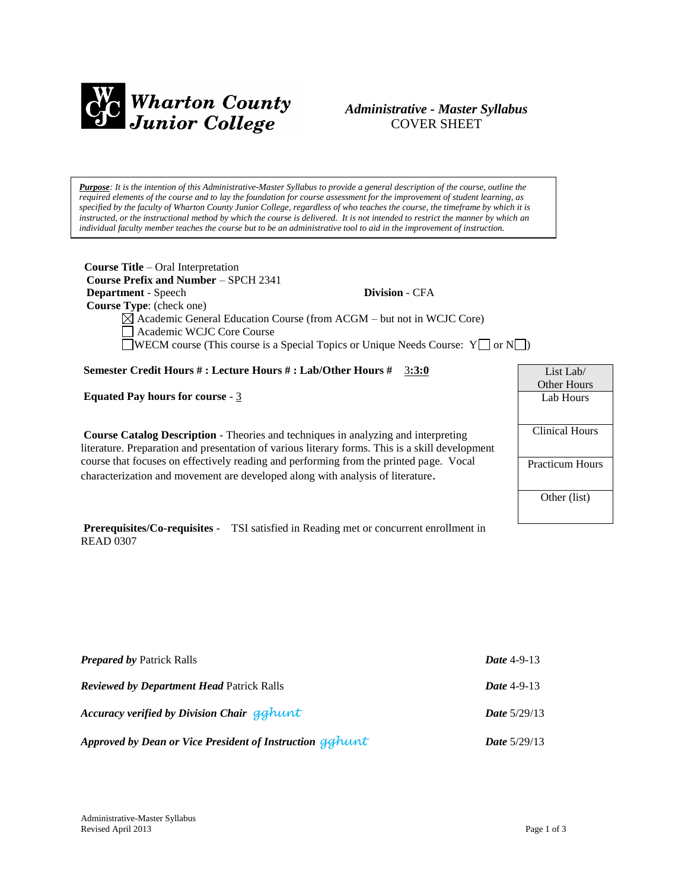**Wharton County Junior College**

# *Administrative - Master Syllabus*
COVER SHEET

***Purpose**: It is the intention of this Administrative-Master Syllabus to provide a general description of the course, outline the required elements of the course and to lay the foundation for course assessment for the improvement of student learning, as specified by the faculty of Wharton County Junior College, regardless of who teaches the course, the timeframe by which it is instructed, or the instructional method by which the course is delivered. It is not intended to restrict the manner by which an individual faculty member teaches the course but to be an administrative tool to aid in the improvement of instruction.*

**Course Title** – Oral Interpretation
**Course Prefix and Number** – SPCH 2341
**Department** - Speech **Division** - CFA
**Course Type**: (check one)

- ☒ Academic General Education Course (from ACGM – but not in WCJC Core)
- ☐ Academic WCJC Core Course
- ☐ WECM course (This course is a Special Topics or Unique Needs Course: Y☐ or N☐)

**Semester Credit Hours # : Lecture Hours # : Lab/Other Hours #** 3:3:0

**Equated Pay hours for course** - 3

| List Lab/ Other Hours |
|---|
| Lab Hours |
| Clinical Hours |
| Practicum Hours |
| Other (list) |

**Course Catalog Description** - Theories and techniques in analyzing and interpreting literature. Preparation and presentation of various literary forms. This is a skill development course that focuses on effectively reading and performing from the printed page. Vocal characterization and movement are developed along with analysis of literature.

**Prerequisites/Co-requisites** - TSI satisfied in Reading met or concurrent enrollment in READ 0307

***Prepared by*** Patrick Ralls ***Date*** 4-9-13

***Reviewed by Department Head*** Patrick Ralls ***Date*** 4-9-13

***Accuracy verified by Division Chair*** gghunt ***Date*** 5/29/13

***Approved by Dean or Vice President of Instruction*** gghunt ***Date*** 5/29/13

Administrative-Master Syllabus
Revised April 2013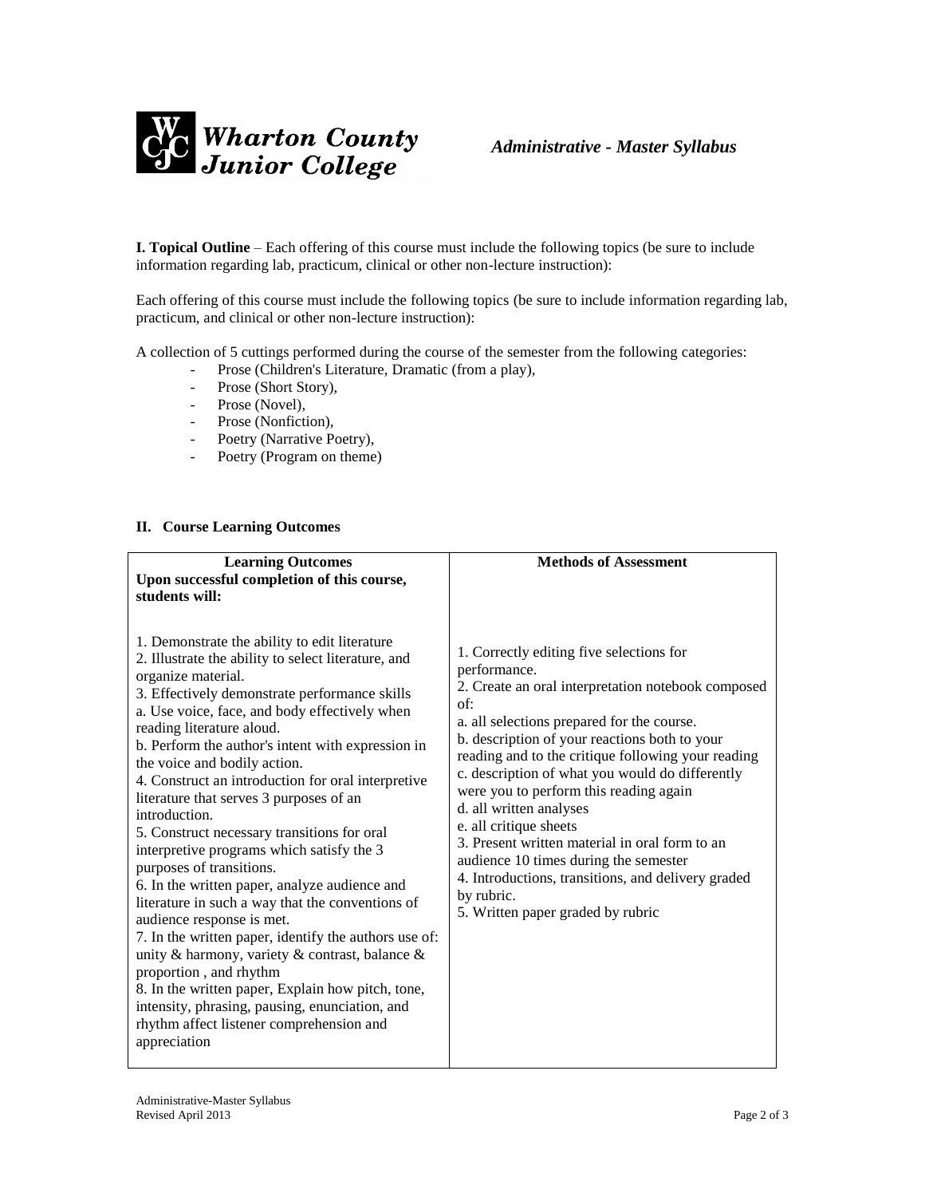**I. Topical Outline** – Each offering of this course must include the following topics (be sure to include information regarding lab, practicum, clinical or other non-lecture instruction):

Each offering of this course must include the following topics (be sure to include information regarding lab, practicum, and clinical or other non-lecture instruction):

A collection of 5 cuttings performed during the course of the semester from the following categories:

- Prose (Children's Literature, Dramatic (from a play),
- Prose (Short Story),
- Prose (Novel),
- Prose (Nonfiction),
- Poetry (Narrative Poetry),
- Poetry (Program on theme)

## II. Course Learning Outcomes

| **Learning Outcomes**<br>**Upon successful completion of this course, students will:** | **Methods of Assessment** |
|---|---|
| 1. Demonstrate the ability to edit literature<br>2. Illustrate the ability to select literature, and organize material.<br>3. Effectively demonstrate performance skills<br>a. Use voice, face, and body effectively when reading literature aloud.<br>b. Perform the author's intent with expression in the voice and bodily action.<br>4. Construct an introduction for oral interpretive literature that serves 3 purposes of an introduction.<br>5. Construct necessary transitions for oral interpretive programs which satisfy the 3 purposes of transitions.<br>6. In the written paper, analyze audience and literature in such a way that the conventions of audience response is met.<br>7. In the written paper, identify the authors use of: unity & harmony, variety & contrast, balance & proportion , and rhythm<br>8. In the written paper, Explain how pitch, tone, intensity, phrasing, pausing, enunciation, and rhythm affect listener comprehension and appreciation | 1. Correctly editing five selections for performance.<br>2. Create an oral interpretation notebook composed of:<br>a. all selections prepared for the course.<br>b. description of your reactions both to your reading and to the critique following your reading<br>c. description of what you would do differently were you to perform this reading again<br>d. all written analyses<br>e. all critique sheets<br>3. Present written material in oral form to an audience 10 times during the semester<br>4. Introductions, transitions, and delivery graded by rubric.<br>5. Written paper graded by rubric |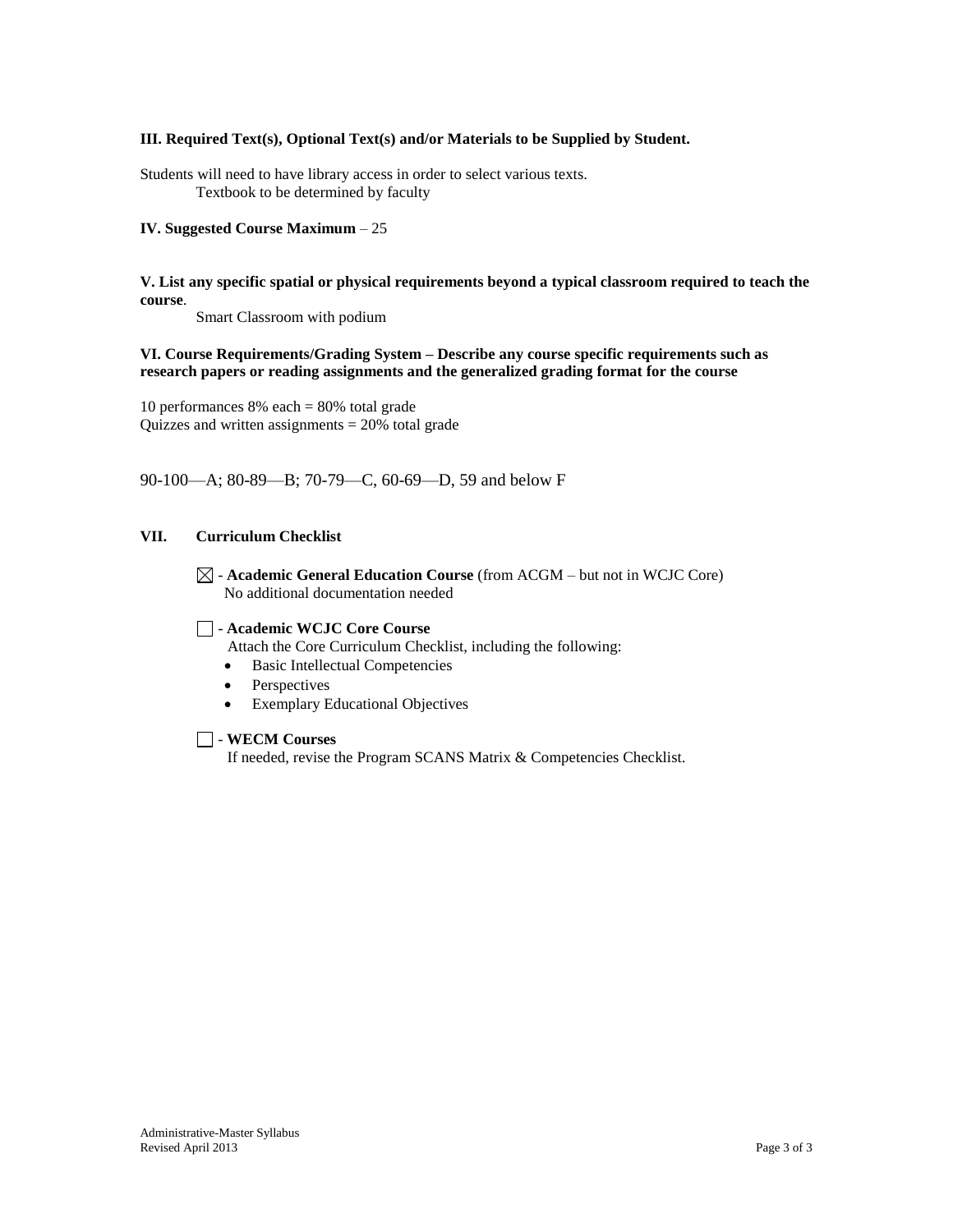**III. Required Text(s), Optional Text(s) and/or Materials to be Supplied by Student.**

Students will need to have library access in order to select various texts.
Textbook to be determined by faculty

**IV. Suggested Course Maximum** – 25

**V. List any specific spatial or physical requirements beyond a typical classroom required to teach the course**.

Smart Classroom with podium

**VI. Course Requirements/Grading System – Describe any course specific requirements such as research papers or reading assignments and the generalized grading format for the course**

10 performances 8% each = 80% total grade
Quizzes and written assignments = 20% total grade

90-100—A; 80-89—B; 70-79—C, 60-69—D, 59 and below F

**VII. Curriculum Checklist**

☒ - **Academic General Education Course** (from ACGM – but not in WCJC Core)
No additional documentation needed

☐ - **Academic WCJC Core Course**
Attach the Core Curriculum Checklist, including the following:

- Basic Intellectual Competencies
- Perspectives
- Exemplary Educational Objectives

☐ - **WECM Courses**
If needed, revise the Program SCANS Matrix & Competencies Checklist.

Administrative-Master Syllabus
Revised April 2013